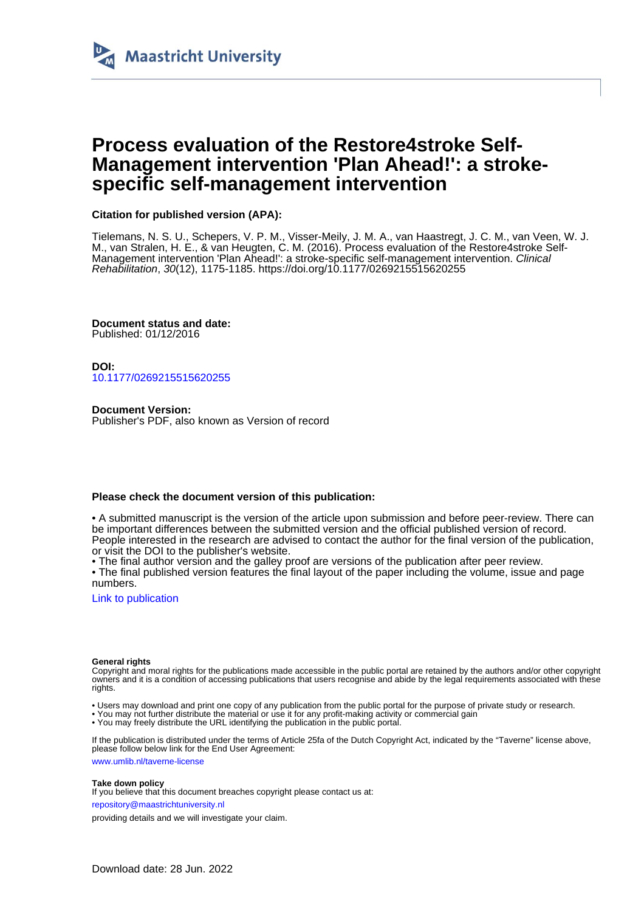Maastricht University

# Process evaluation of the Restore4stroke Self-Management intervention 'Plan Ahead!': a stroke-specific self-management intervention

**Citation for published version (APA):**

Tielemans, N. S. U., Schepers, V. P. M., Visser-Meily, J. M. A., van Haastregt, J. C. M., van Veen, W. J. M., van Stralen, H. E., & van Heugten, C. M. (2016). Process evaluation of the Restore4stroke Self-Management intervention 'Plan Ahead!': a stroke-specific self-management intervention. *Clinical Rehabilitation*, *30*(12), 1175-1185. https://doi.org/10.1177/0269215515620255

**Document status and date:**
Published: 01/12/2016

**DOI:**
10.1177/0269215515620255

**Document Version:**
Publisher's PDF, also known as Version of record

**Please check the document version of this publication:**

• A submitted manuscript is the version of the article upon submission and before peer-review. There can be important differences between the submitted version and the official published version of record. People interested in the research are advised to contact the author for the final version of the publication, or visit the DOI to the publisher's website.
• The final author version and the galley proof are versions of the publication after peer review.
• The final published version features the final layout of the paper including the volume, issue and page numbers.

Link to publication

**General rights**
Copyright and moral rights for the publications made accessible in the public portal are retained by the authors and/or other copyright owners and it is a condition of accessing publications that users recognise and abide by the legal requirements associated with these rights.

• Users may download and print one copy of any publication from the public portal for the purpose of private study or research.
• You may not further distribute the material or use it for any profit-making activity or commercial gain
• You may freely distribute the URL identifying the publication in the public portal.

If the publication is distributed under the terms of Article 25fa of the Dutch Copyright Act, indicated by the "Taverne" license above, please follow below link for the End User Agreement:
www.umlib.nl/taverne-license

**Take down policy**
If you believe that this document breaches copyright please contact us at:
repository@maastrichtuniversity.nl
providing details and we will investigate your claim.

Download date: 28 Jun. 2022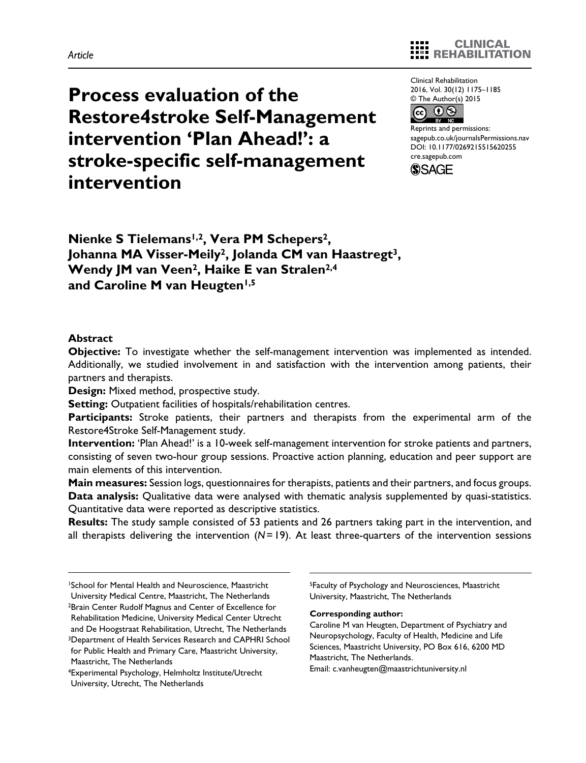Article

# Process evaluation of the Restore4stroke Self-Management intervention 'Plan Ahead!': a stroke-specific self-management intervention

Clinical Rehabilitation
2016, Vol. 30(12) 1175–1185
© The Author(s) 2015
Reprints and permissions:
sagepub.co.uk/journalsPermissions.nav
DOI: 10.1177/0269215515620255
cre.sagepub.com

**Nienke S Tielemans[1,2], Vera PM Schepers[2], Johanna MA Visser-Meily[2], Jolanda CM van Haastregt[3], Wendy JM van Veen[2], Haike E van Stralen[2,4] and Caroline M van Heugten[1,5]**

## Abstract

**Objective:** To investigate whether the self-management intervention was implemented as intended. Additionally, we studied involvement in and satisfaction with the intervention among patients, their partners and therapists.

**Design:** Mixed method, prospective study.

**Setting:** Outpatient facilities of hospitals/rehabilitation centres.

**Participants:** Stroke patients, their partners and therapists from the experimental arm of the Restore4Stroke Self-Management study.

**Intervention:** 'Plan Ahead!' is a 10-week self-management intervention for stroke patients and partners, consisting of seven two-hour group sessions. Proactive action planning, education and peer support are main elements of this intervention.

**Main measures:** Session logs, questionnaires for therapists, patients and their partners, and focus groups.

**Data analysis:** Qualitative data were analysed with thematic analysis supplemented by quasi-statistics. Quantitative data were reported as descriptive statistics.

**Results:** The study sample consisted of 53 patients and 26 partners taking part in the intervention, and all therapists delivering the intervention ($N = 19$). At least three-quarters of the intervention sessions

---

[1]School for Mental Health and Neuroscience, Maastricht University Medical Centre, Maastricht, The Netherlands
[2]Brain Center Rudolf Magnus and Center of Excellence for Rehabilitation Medicine, University Medical Center Utrecht and De Hoogstraat Rehabilitation, Utrecht, The Netherlands
[3]Department of Health Services Research and CAPHRI School for Public Health and Primary Care, Maastricht University, Maastricht, The Netherlands
[4]Experimental Psychology, Helmholtz Institute/Utrecht University, Utrecht, The Netherlands
[5]Faculty of Psychology and Neurosciences, Maastricht University, Maastricht, The Netherlands

**Corresponding author:**
Caroline M van Heugten, Department of Psychiatry and Neuropsychology, Faculty of Health, Medicine and Life Sciences, Maastricht University, PO Box 616, 6200 MD Maastricht, The Netherlands.
Email: c.vanheugten@maastrichtuniversity.nl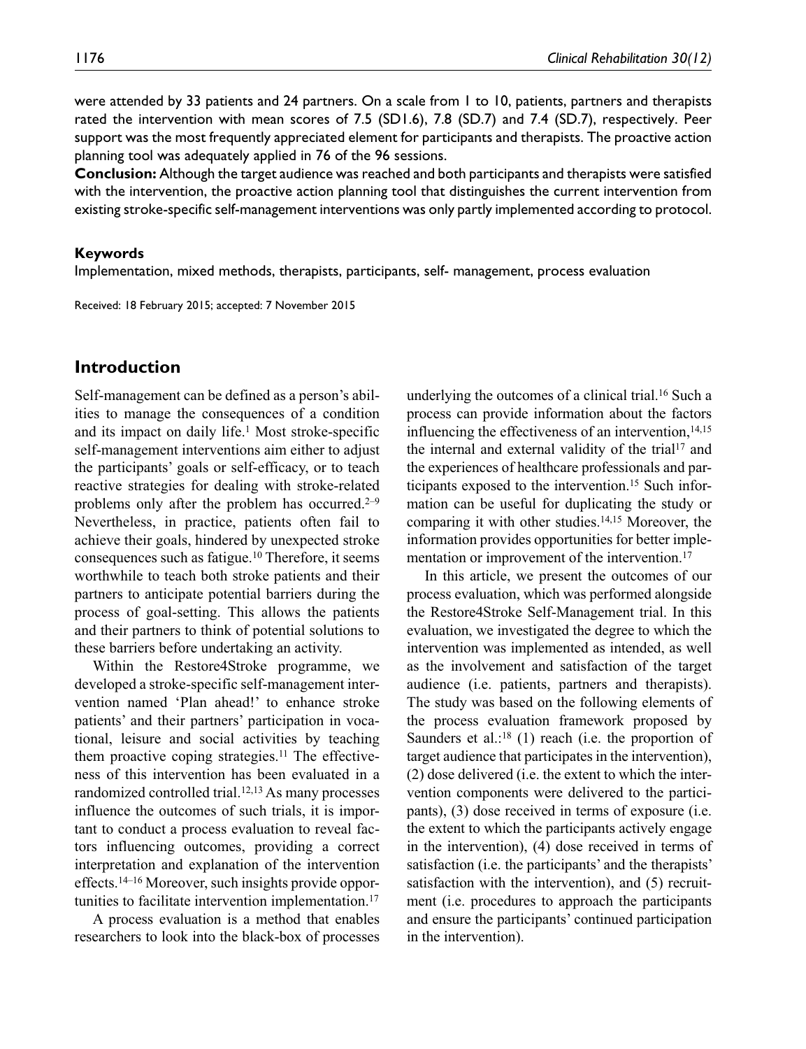were attended by 33 patients and 24 partners. On a scale from 1 to 10, patients, partners and therapists rated the intervention with mean scores of 7.5 (SD1.6), 7.8 (SD.7) and 7.4 (SD.7), respectively. Peer support was the most frequently appreciated element for participants and therapists. The proactive action planning tool was adequately applied in 76 of the 96 sessions.

**Conclusion:** Although the target audience was reached and both participants and therapists were satisfied with the intervention, the proactive action planning tool that distinguishes the current intervention from existing stroke-specific self-management interventions was only partly implemented according to protocol.

#### Keywords

Implementation, mixed methods, therapists, participants, self- management, process evaluation

Received: 18 February 2015; accepted: 7 November 2015

## Introduction

Self-management can be defined as a person's abilities to manage the consequences of a condition and its impact on daily life.[1] Most stroke-specific self-management interventions aim either to adjust the participants' goals or self-efficacy, or to teach reactive strategies for dealing with stroke-related problems only after the problem has occurred.[2–9] Nevertheless, in practice, patients often fail to achieve their goals, hindered by unexpected stroke consequences such as fatigue.[10] Therefore, it seems worthwhile to teach both stroke patients and their partners to anticipate potential barriers during the process of goal-setting. This allows the patients and their partners to think of potential solutions to these barriers before undertaking an activity.

Within the Restore4Stroke programme, we developed a stroke-specific self-management intervention named 'Plan ahead!' to enhance stroke patients' and their partners' participation in vocational, leisure and social activities by teaching them proactive coping strategies.[11] The effectiveness of this intervention has been evaluated in a randomized controlled trial.[12,13] As many processes influence the outcomes of such trials, it is important to conduct a process evaluation to reveal factors influencing outcomes, providing a correct interpretation and explanation of the intervention effects.[14–16] Moreover, such insights provide opportunities to facilitate intervention implementation.[17]

A process evaluation is a method that enables researchers to look into the black-box of processes underlying the outcomes of a clinical trial.[16] Such a process can provide information about the factors influencing the effectiveness of an intervention,[14,15] the internal and external validity of the trial[17] and the experiences of healthcare professionals and participants exposed to the intervention.[15] Such information can be useful for duplicating the study or comparing it with other studies.[14,15] Moreover, the information provides opportunities for better implementation or improvement of the intervention.[17]

In this article, we present the outcomes of our process evaluation, which was performed alongside the Restore4Stroke Self-Management trial. In this evaluation, we investigated the degree to which the intervention was implemented as intended, as well as the involvement and satisfaction of the target audience (i.e. patients, partners and therapists). The study was based on the following elements of the process evaluation framework proposed by Saunders et al.:[18] (1) reach (i.e. the proportion of target audience that participates in the intervention), (2) dose delivered (i.e. the extent to which the intervention components were delivered to the participants), (3) dose received in terms of exposure (i.e. the extent to which the participants actively engage in the intervention), (4) dose received in terms of satisfaction (i.e. the participants' and the therapists' satisfaction with the intervention), and (5) recruitment (i.e. procedures to approach the participants and ensure the participants' continued participation in the intervention).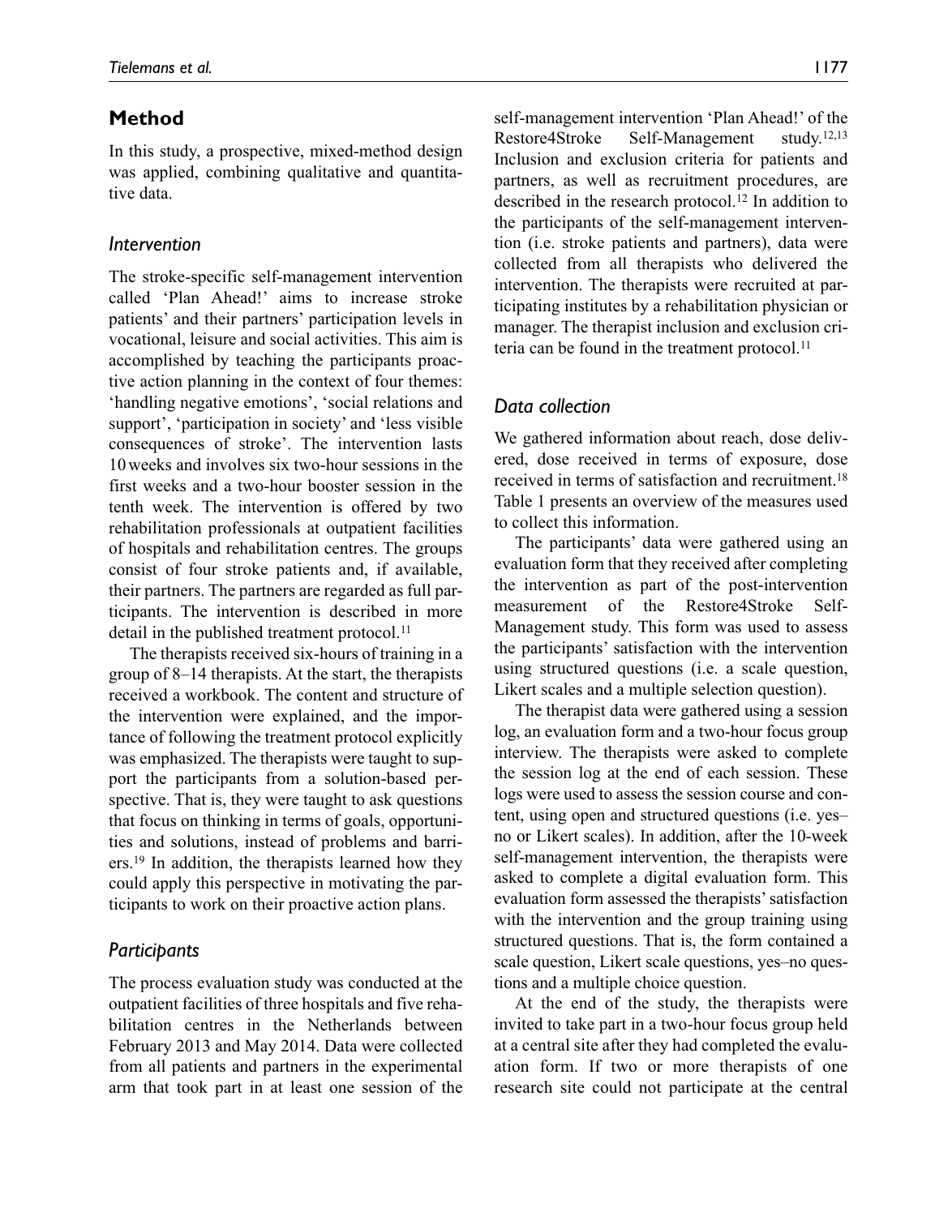## Method

In this study, a prospective, mixed-method design was applied, combining qualitative and quantitative data.

### Intervention

The stroke-specific self-management intervention called 'Plan Ahead!' aims to increase stroke patients' and their partners' participation levels in vocational, leisure and social activities. This aim is accomplished by teaching the participants proactive action planning in the context of four themes: 'handling negative emotions', 'social relations and support', 'participation in society' and 'less visible consequences of stroke'. The intervention lasts 10 weeks and involves six two-hour sessions in the first weeks and a two-hour booster session in the tenth week. The intervention is offered by two rehabilitation professionals at outpatient facilities of hospitals and rehabilitation centres. The groups consist of four stroke patients and, if available, their partners. The partners are regarded as full participants. The intervention is described in more detail in the published treatment protocol.[11]

The therapists received six-hours of training in a group of 8–14 therapists. At the start, the therapists received a workbook. The content and structure of the intervention were explained, and the importance of following the treatment protocol explicitly was emphasized. The therapists were taught to support the participants from a solution-based perspective. That is, they were taught to ask questions that focus on thinking in terms of goals, opportunities and solutions, instead of problems and barriers.[19] In addition, the therapists learned how they could apply this perspective in motivating the participants to work on their proactive action plans.

### Participants

The process evaluation study was conducted at the outpatient facilities of three hospitals and five rehabilitation centres in the Netherlands between February 2013 and May 2014. Data were collected from all patients and partners in the experimental arm that took part in at least one session of the self-management intervention 'Plan Ahead!' of the Restore4Stroke Self-Management study.[12,13] Inclusion and exclusion criteria for patients and partners, as well as recruitment procedures, are described in the research protocol.[12] In addition to the participants of the self-management intervention (i.e. stroke patients and partners), data were collected from all therapists who delivered the intervention. The therapists were recruited at participating institutes by a rehabilitation physician or manager. The therapist inclusion and exclusion criteria can be found in the treatment protocol.[11]

### Data collection

We gathered information about reach, dose delivered, dose received in terms of exposure, dose received in terms of satisfaction and recruitment.[18] Table 1 presents an overview of the measures used to collect this information.

The participants' data were gathered using an evaluation form that they received after completing the intervention as part of the post-intervention measurement of the Restore4Stroke Self-Management study. This form was used to assess the participants' satisfaction with the intervention using structured questions (i.e. a scale question, Likert scales and a multiple selection question).

The therapist data were gathered using a session log, an evaluation form and a two-hour focus group interview. The therapists were asked to complete the session log at the end of each session. These logs were used to assess the session course and content, using open and structured questions (i.e. yes–no or Likert scales). In addition, after the 10-week self-management intervention, the therapists were asked to complete a digital evaluation form. This evaluation form assessed the therapists' satisfaction with the intervention and the group training using structured questions. That is, the form contained a scale question, Likert scale questions, yes–no questions and a multiple choice question.

At the end of the study, the therapists were invited to take part in a two-hour focus group held at a central site after they had completed the evaluation form. If two or more therapists of one research site could not participate at the central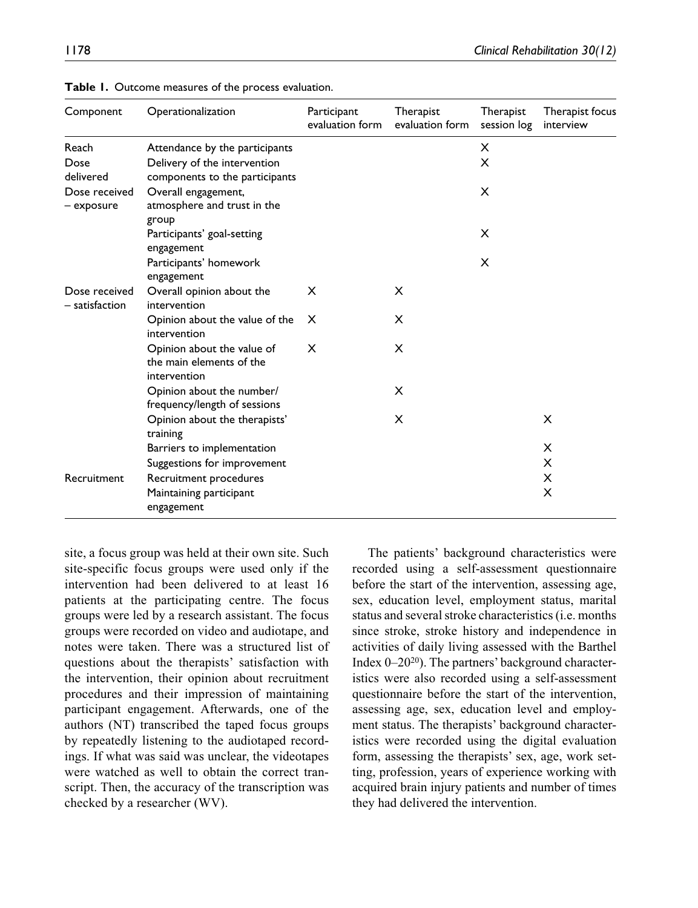**Table 1.** Outcome measures of the process evaluation.

| Component | Operationalization | Participant evaluation form | Therapist evaluation form | Therapist session log | Therapist focus interview |
|---|---|---|---|---|---|
| Reach | Attendance by the participants | | | X | |
| Dose delivered | Delivery of the intervention components to the participants | | | X | |
| Dose received – exposure | Overall engagement, atmosphere and trust in the group | | | X | |
| | Participants' goal-setting engagement | | | X | |
| | Participants' homework engagement | | | X | |
| Dose received – satisfaction | Overall opinion about the intervention | X | X | | |
| | Opinion about the value of the intervention | X | X | | |
| | Opinion about the value of the main elements of the intervention | X | X | | |
| | Opinion about the number/ frequency/length of sessions | | X | | |
| | Opinion about the therapists' training | | X | | X |
| | Barriers to implementation | | | | X |
| | Suggestions for improvement | | | | X |
| Recruitment | Recruitment procedures | | | | X |
| | Maintaining participant engagement | | | | X |

site, a focus group was held at their own site. Such site-specific focus groups were used only if the intervention had been delivered to at least 16 patients at the participating centre. The focus groups were led by a research assistant. The focus groups were recorded on video and audiotape, and notes were taken. There was a structured list of questions about the therapists' satisfaction with the intervention, their opinion about recruitment procedures and their impression of maintaining participant engagement. Afterwards, one of the authors (NT) transcribed the taped focus groups by repeatedly listening to the audiotaped recordings. If what was said was unclear, the videotapes were watched as well to obtain the correct transcript. Then, the accuracy of the transcription was checked by a researcher (WV).

The patients' background characteristics were recorded using a self-assessment questionnaire before the start of the intervention, assessing age, sex, education level, employment status, marital status and several stroke characteristics (i.e. months since stroke, stroke history and independence in activities of daily living assessed with the Barthel Index 0–20[20]). The partners' background characteristics were also recorded using a self-assessment questionnaire before the start of the intervention, assessing age, sex, education level and employment status. The therapists' background characteristics were recorded using the digital evaluation form, assessing the therapists' sex, age, work setting, profession, years of experience working with acquired brain injury patients and number of times they had delivered the intervention.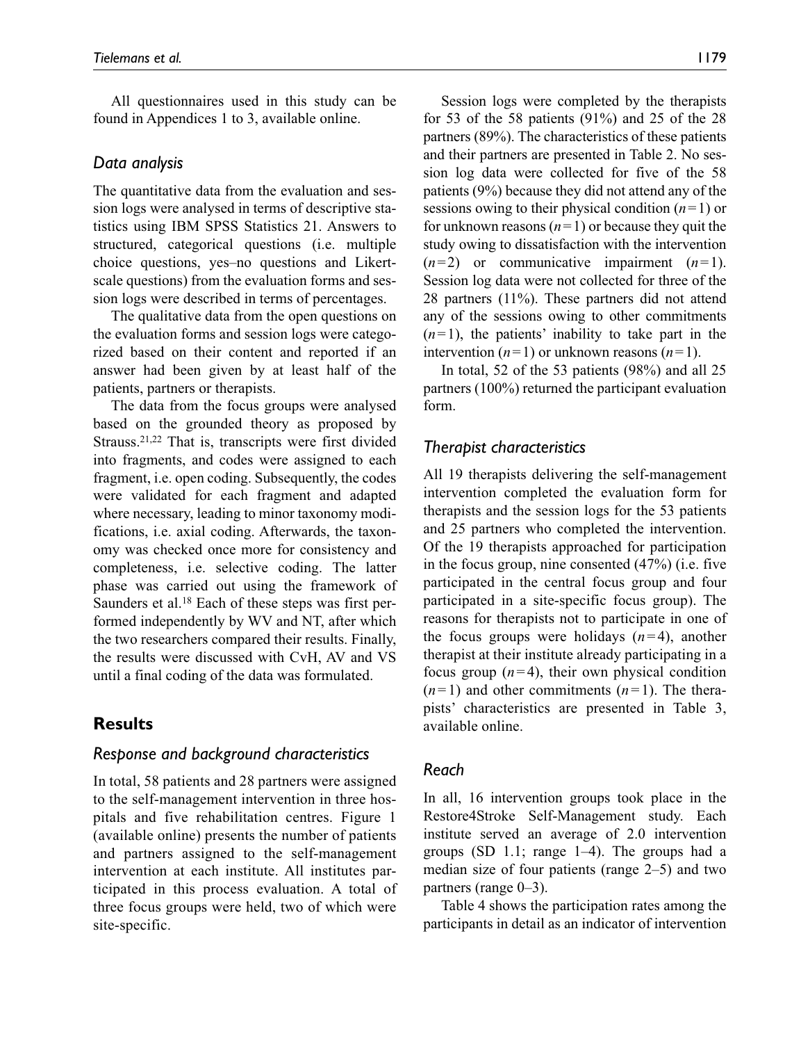All questionnaires used in this study can be found in Appendices 1 to 3, available online.

### Data analysis

The quantitative data from the evaluation and session logs were analysed in terms of descriptive statistics using IBM SPSS Statistics 21. Answers to structured, categorical questions (i.e. multiple choice questions, yes–no questions and Likert-scale questions) from the evaluation forms and session logs were described in terms of percentages.

The qualitative data from the open questions on the evaluation forms and session logs were categorized based on their content and reported if an answer had been given by at least half of the patients, partners or therapists.

The data from the focus groups were analysed based on the grounded theory as proposed by Strauss.[21,22] That is, transcripts were first divided into fragments, and codes were assigned to each fragment, i.e. open coding. Subsequently, the codes were validated for each fragment and adapted where necessary, leading to minor taxonomy modifications, i.e. axial coding. Afterwards, the taxonomy was checked once more for consistency and completeness, i.e. selective coding. The latter phase was carried out using the framework of Saunders et al.[18] Each of these steps was first performed independently by WV and NT, after which the two researchers compared their results. Finally, the results were discussed with CvH, AV and VS until a final coding of the data was formulated.

## Results

### Response and background characteristics

In total, 58 patients and 28 partners were assigned to the self-management intervention in three hospitals and five rehabilitation centres. Figure 1 (available online) presents the number of patients and partners assigned to the self-management intervention at each institute. All institutes participated in this process evaluation. A total of three focus groups were held, two of which were site-specific.

Session logs were completed by the therapists for 53 of the 58 patients (91%) and 25 of the 28 partners (89%). The characteristics of these patients and their partners are presented in Table 2. No session log data were collected for five of the 58 patients (9%) because they did not attend any of the sessions owing to their physical condition ($n=1$) or for unknown reasons ($n=1$) or because they quit the study owing to dissatisfaction with the intervention ($n=2$) or communicative impairment ($n=1$). Session log data were not collected for three of the 28 partners (11%). These partners did not attend any of the sessions owing to other commitments ($n=1$), the patients' inability to take part in the intervention ($n=1$) or unknown reasons ($n=1$).

In total, 52 of the 53 patients (98%) and all 25 partners (100%) returned the participant evaluation form.

### Therapist characteristics

All 19 therapists delivering the self-management intervention completed the evaluation form for therapists and the session logs for the 53 patients and 25 partners who completed the intervention. Of the 19 therapists approached for participation in the focus group, nine consented (47%) (i.e. five participated in the central focus group and four participated in a site-specific focus group). The reasons for therapists not to participate in one of the focus groups were holidays ($n=4$), another therapist at their institute already participating in a focus group ($n=4$), their own physical condition ($n=1$) and other commitments ($n=1$). The therapists' characteristics are presented in Table 3, available online.

### Reach

In all, 16 intervention groups took place in the Restore4Stroke Self-Management study. Each institute served an average of 2.0 intervention groups (SD 1.1; range 1–4). The groups had a median size of four patients (range 2–5) and two partners (range 0–3).

Table 4 shows the participation rates among the participants in detail as an indicator of intervention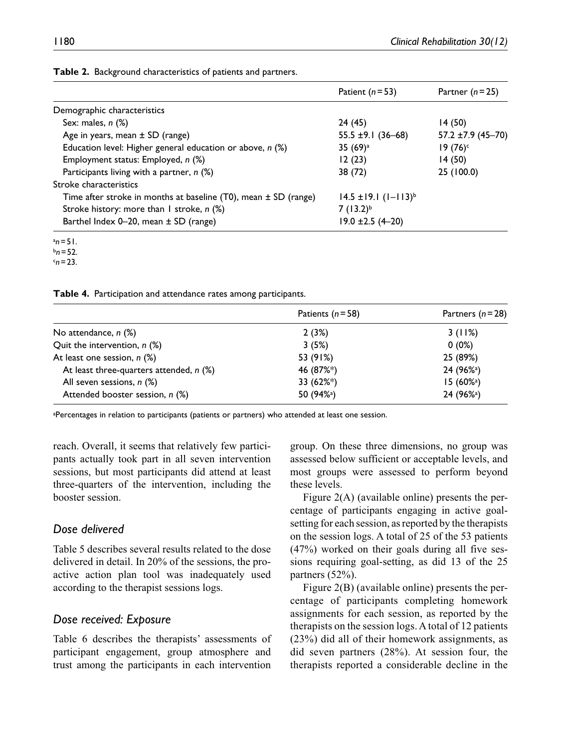**Table 2.** Background characteristics of patients and partners.

| | Patient ($n = 53$) | Partner ($n = 25$) |
|---|---|---|
| Demographic characteristics | | |
| Sex: males, *n* (%) | 24 (45) | 14 (50) |
| Age in years, mean ± SD (range) | 55.5 ±9.1 (36–68) | 57.2 ±7.9 (45–70) |
| Education level: Higher general education or above, *n* (%) | 35 (69)[a] | 19 (76)[c] |
| Employment status: Employed, *n* (%) | 12 (23) | 14 (50) |
| Participants living with a partner, *n* (%) | 38 (72) | 25 (100.0) |
| Stroke characteristics | | |
| Time after stroke in months at baseline (T0), mean ± SD (range) | 14.5 ±19.1 (1–113)[b] | |
| Stroke history: more than 1 stroke, *n* (%) | 7 (13.2)[b] | |
| Barthel Index 0–20, mean ± SD (range) | 19.0 ±2.5 (4–20) | |

[a]$n = 51$.
[b]$n = 52$.
[c]$n = 23$.

**Table 4.** Participation and attendance rates among participants.

| | Patients ($n = 58$) | Partners ($n = 28$) |
|---|---|---|
| No attendance, *n* (%) | 2 (3%) | 3 (11%) |
| Quit the intervention, *n* (%) | 3 (5%) | 0 (0%) |
| At least one session, *n* (%) | 53 (91%) | 25 (89%) |
| At least three-quarters attended, *n* (%) | 46 (87%*) | 24 (96%[a]) |
| All seven sessions, *n* (%) | 33 (62%*) | 15 (60%[a]) |
| Attended booster session, *n* (%) | 50 (94%[a]) | 24 (96%[a]) |

[a]Percentages in relation to participants (patients or partners) who attended at least one session.

reach. Overall, it seems that relatively few participants actually took part in all seven intervention sessions, but most participants did attend at least three-quarters of the intervention, including the booster session.

## *Dose delivered*

Table 5 describes several results related to the dose delivered in detail. In 20% of the sessions, the proactive action plan tool was inadequately used according to the therapist sessions logs.

## *Dose received: Exposure*

Table 6 describes the therapists' assessments of participant engagement, group atmosphere and trust among the participants in each intervention group. On these three dimensions, no group was assessed below sufficient or acceptable levels, and most groups were assessed to perform beyond these levels.

Figure 2(A) (available online) presents the percentage of participants engaging in active goal-setting for each session, as reported by the therapists on the session logs. A total of 25 of the 53 patients (47%) worked on their goals during all five sessions requiring goal-setting, as did 13 of the 25 partners (52%).

Figure 2(B) (available online) presents the percentage of participants completing homework assignments for each session, as reported by the therapists on the session logs. A total of 12 patients (23%) did all of their homework assignments, as did seven partners (28%). At session four, the therapists reported a considerable decline in the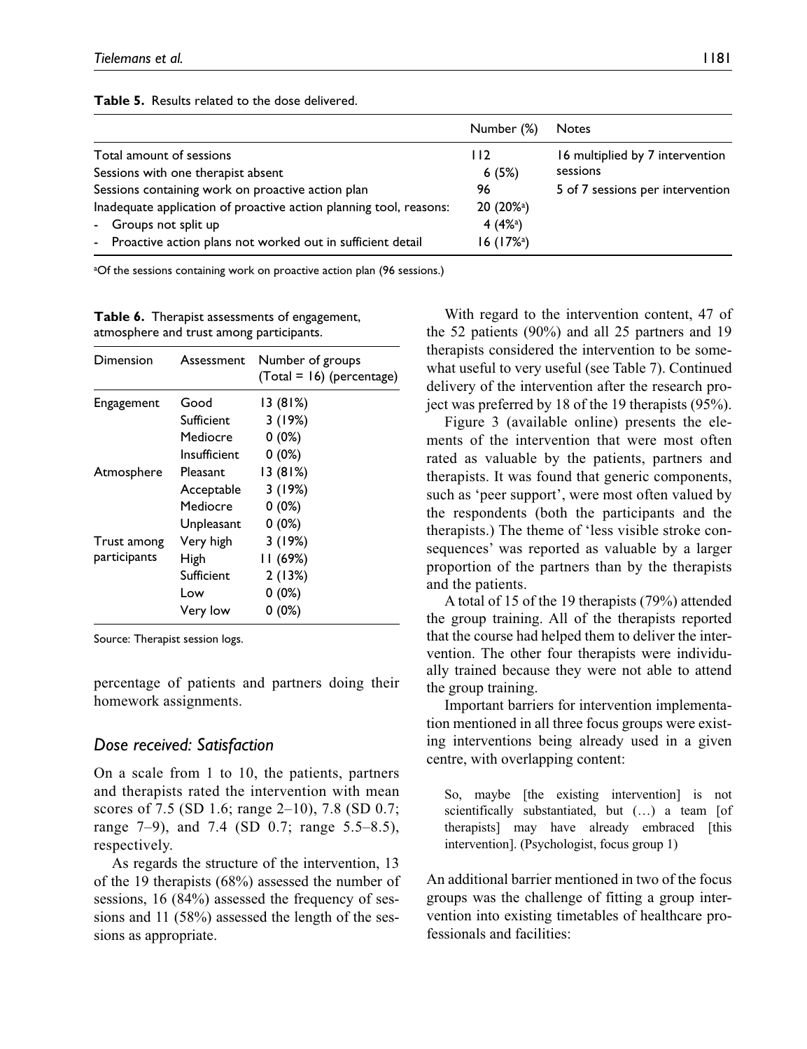**Table 5.** Results related to the dose delivered.

| | Number (%) | Notes |
|---|---|---|
| Total amount of sessions | 112 | 16 multiplied by 7 intervention sessions |
| Sessions with one therapist absent | 6 (5%) | |
| Sessions containing work on proactive action plan | 96 | 5 of 7 sessions per intervention |
| Inadequate application of proactive action planning tool, reasons: | 20 (20%[a]) | |
| - Groups not split up | 4 (4%[a]) | |
| - Proactive action plans not worked out in sufficient detail | 16 (17%[a]) | |

[a]Of the sessions containing work on proactive action plan (96 sessions.)

**Table 6.** Therapist assessments of engagement, atmosphere and trust among participants.

| Dimension | Assessment | Number of groups (Total = 16) (percentage) |
|---|---|---|
| Engagement | Good | 13 (81%) |
| | Sufficient | 3 (19%) |
| | Mediocre | 0 (0%) |
| | Insufficient | 0 (0%) |
| Atmosphere | Pleasant | 13 (81%) |
| | Acceptable | 3 (19%) |
| | Mediocre | 0 (0%) |
| | Unpleasant | 0 (0%) |
| Trust among participants | Very high | 3 (19%) |
| | High | 11 (69%) |
| | Sufficient | 2 (13%) |
| | Low | 0 (0%) |
| | Very low | 0 (0%) |

Source: Therapist session logs.

percentage of patients and partners doing their homework assignments.

### *Dose received: Satisfaction*

On a scale from 1 to 10, the patients, partners and therapists rated the intervention with mean scores of 7.5 (SD 1.6; range 2–10), 7.8 (SD 0.7; range 7–9), and 7.4 (SD 0.7; range 5.5–8.5), respectively.

As regards the structure of the intervention, 13 of the 19 therapists (68%) assessed the number of sessions, 16 (84%) assessed the frequency of sessions and 11 (58%) assessed the length of the sessions as appropriate.

With regard to the intervention content, 47 of the 52 patients (90%) and all 25 partners and 19 therapists considered the intervention to be somewhat useful to very useful (see Table 7). Continued delivery of the intervention after the research project was preferred by 18 of the 19 therapists (95%).

Figure 3 (available online) presents the elements of the intervention that were most often rated as valuable by the patients, partners and therapists. It was found that generic components, such as 'peer support', were most often valued by the respondents (both the participants and the therapists.) The theme of 'less visible stroke consequences' was reported as valuable by a larger proportion of the partners than by the therapists and the patients.

A total of 15 of the 19 therapists (79%) attended the group training. All of the therapists reported that the course had helped them to deliver the intervention. The other four therapists were individually trained because they were not able to attend the group training.

Important barriers for intervention implementation mentioned in all three focus groups were existing interventions being already used in a given centre, with overlapping content:

> So, maybe [the existing intervention] is not scientifically substantiated, but (…) a team [of therapists] may have already embraced [this intervention]. (Psychologist, focus group 1)

An additional barrier mentioned in two of the focus groups was the challenge of fitting a group intervention into existing timetables of healthcare professionals and facilities: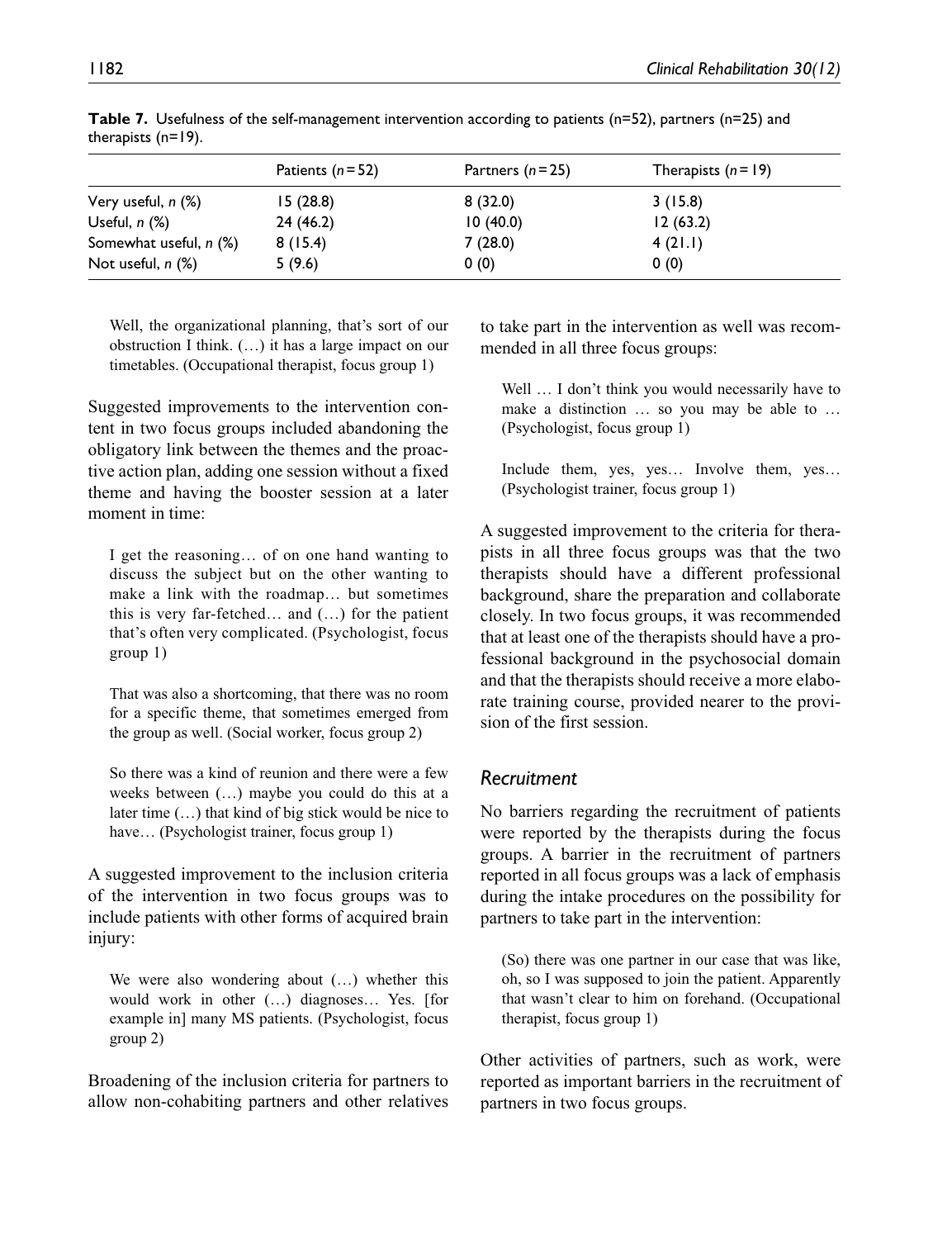**Table 7.** Usefulness of the self-management intervention according to patients (n=52), partners (n=25) and therapists (n=19).

| | Patients (*n* = 52) | Partners (*n* = 25) | Therapists (*n* = 19) |
|---|---|---|---|
| Very useful, *n* (%) | 15 (28.8) | 8 (32.0) | 3 (15.8) |
| Useful, *n* (%) | 24 (46.2) | 10 (40.0) | 12 (63.2) |
| Somewhat useful, *n* (%) | 8 (15.4) | 7 (28.0) | 4 (21.1) |
| Not useful, *n* (%) | 5 (9.6) | 0 (0) | 0 (0) |

> Well, the organizational planning, that's sort of our obstruction I think. (…) it has a large impact on our timetables. (Occupational therapist, focus group 1)

Suggested improvements to the intervention content in two focus groups included abandoning the obligatory link between the themes and the proactive action plan, adding one session without a fixed theme and having the booster session at a later moment in time:

> I get the reasoning… of on one hand wanting to discuss the subject but on the other wanting to make a link with the roadmap… but sometimes this is very far-fetched… and (…) for the patient that's often very complicated. (Psychologist, focus group 1)

> That was also a shortcoming, that there was no room for a specific theme, that sometimes emerged from the group as well. (Social worker, focus group 2)

> So there was a kind of reunion and there were a few weeks between (…) maybe you could do this at a later time (…) that kind of big stick would be nice to have… (Psychologist trainer, focus group 1)

A suggested improvement to the inclusion criteria of the intervention in two focus groups was to include patients with other forms of acquired brain injury:

> We were also wondering about (…) whether this would work in other (…) diagnoses… Yes. [for example in] many MS patients. (Psychologist, focus group 2)

Broadening of the inclusion criteria for partners to allow non-cohabiting partners and other relatives to take part in the intervention as well was recommended in all three focus groups:

> Well … I don't think you would necessarily have to make a distinction … so you may be able to … (Psychologist, focus group 1)

> Include them, yes, yes… Involve them, yes… (Psychologist trainer, focus group 1)

A suggested improvement to the criteria for therapists in all three focus groups was that the two therapists should have a different professional background, share the preparation and collaborate closely. In two focus groups, it was recommended that at least one of the therapists should have a professional background in the psychosocial domain and that the therapists should receive a more elaborate training course, provided nearer to the provision of the first session.

### *Recruitment*

No barriers regarding the recruitment of patients were reported by the therapists during the focus groups. A barrier in the recruitment of partners reported in all focus groups was a lack of emphasis during the intake procedures on the possibility for partners to take part in the intervention:

> (So) there was one partner in our case that was like, oh, so I was supposed to join the patient. Apparently that wasn't clear to him on forehand. (Occupational therapist, focus group 1)

Other activities of partners, such as work, were reported as important barriers in the recruitment of partners in two focus groups.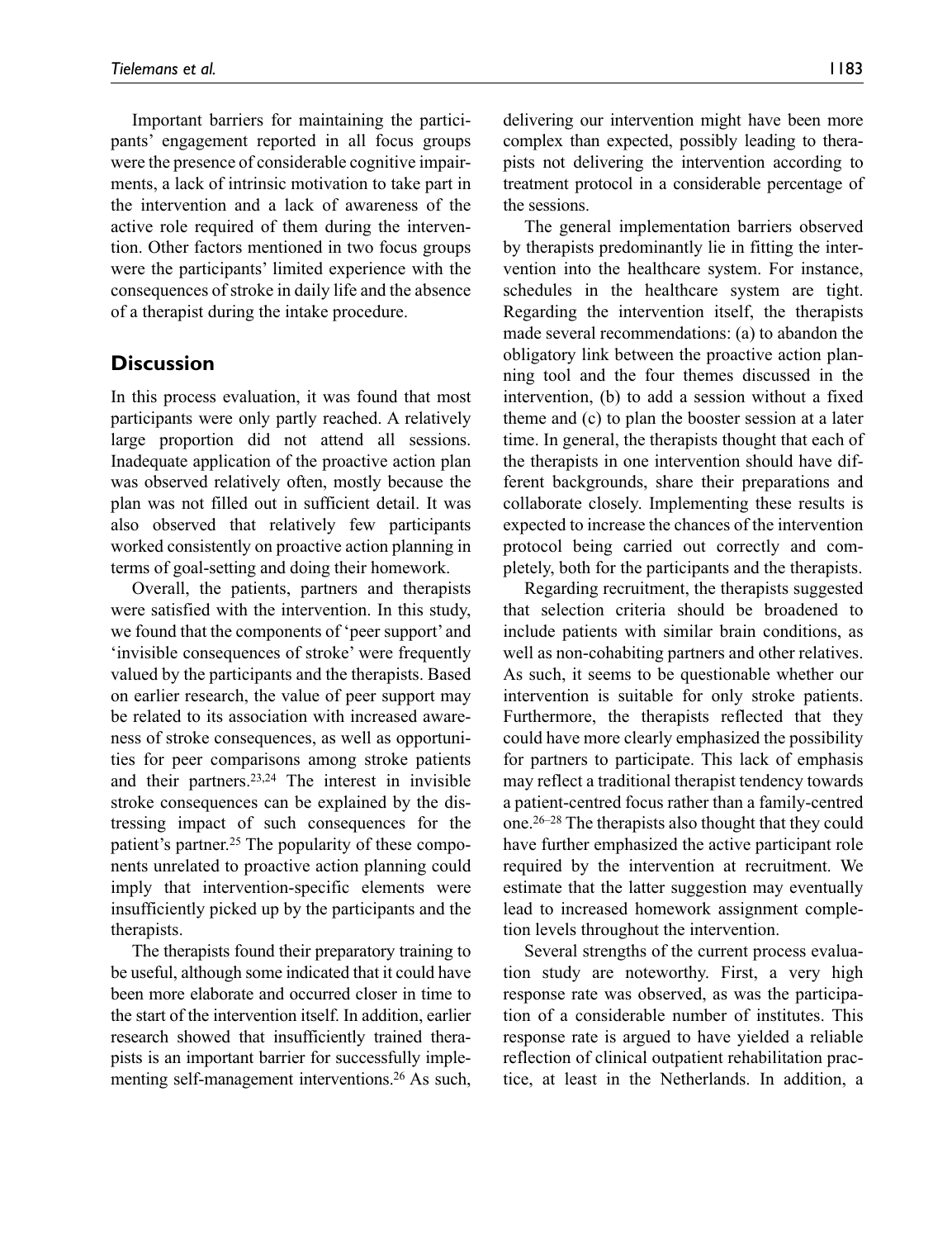Important barriers for maintaining the participants' engagement reported in all focus groups were the presence of considerable cognitive impairments, a lack of intrinsic motivation to take part in the intervention and a lack of awareness of the active role required of them during the intervention. Other factors mentioned in two focus groups were the participants' limited experience with the consequences of stroke in daily life and the absence of a therapist during the intake procedure.

## Discussion

In this process evaluation, it was found that most participants were only partly reached. A relatively large proportion did not attend all sessions. Inadequate application of the proactive action plan was observed relatively often, mostly because the plan was not filled out in sufficient detail. It was also observed that relatively few participants worked consistently on proactive action planning in terms of goal-setting and doing their homework.

Overall, the patients, partners and therapists were satisfied with the intervention. In this study, we found that the components of 'peer support' and 'invisible consequences of stroke' were frequently valued by the participants and the therapists. Based on earlier research, the value of peer support may be related to its association with increased awareness of stroke consequences, as well as opportunities for peer comparisons among stroke patients and their partners.[23,24] The interest in invisible stroke consequences can be explained by the distressing impact of such consequences for the patient's partner.[25] The popularity of these components unrelated to proactive action planning could imply that intervention-specific elements were insufficiently picked up by the participants and the therapists.

The therapists found their preparatory training to be useful, although some indicated that it could have been more elaborate and occurred closer in time to the start of the intervention itself. In addition, earlier research showed that insufficiently trained therapists is an important barrier for successfully implementing self-management interventions.[26] As such, delivering our intervention might have been more complex than expected, possibly leading to therapists not delivering the intervention according to treatment protocol in a considerable percentage of the sessions.

The general implementation barriers observed by therapists predominantly lie in fitting the intervention into the healthcare system. For instance, schedules in the healthcare system are tight. Regarding the intervention itself, the therapists made several recommendations: (a) to abandon the obligatory link between the proactive action planning tool and the four themes discussed in the intervention, (b) to add a session without a fixed theme and (c) to plan the booster session at a later time. In general, the therapists thought that each of the therapists in one intervention should have different backgrounds, share their preparations and collaborate closely. Implementing these results is expected to increase the chances of the intervention protocol being carried out correctly and completely, both for the participants and the therapists.

Regarding recruitment, the therapists suggested that selection criteria should be broadened to include patients with similar brain conditions, as well as non-cohabiting partners and other relatives. As such, it seems to be questionable whether our intervention is suitable for only stroke patients. Furthermore, the therapists reflected that they could have more clearly emphasized the possibility for partners to participate. This lack of emphasis may reflect a traditional therapist tendency towards a patient-centred focus rather than a family-centred one.[26–28] The therapists also thought that they could have further emphasized the active participant role required by the intervention at recruitment. We estimate that the latter suggestion may eventually lead to increased homework assignment completion levels throughout the intervention.

Several strengths of the current process evaluation study are noteworthy. First, a very high response rate was observed, as was the participation of a considerable number of institutes. This response rate is argued to have yielded a reliable reflection of clinical outpatient rehabilitation practice, at least in the Netherlands. In addition, a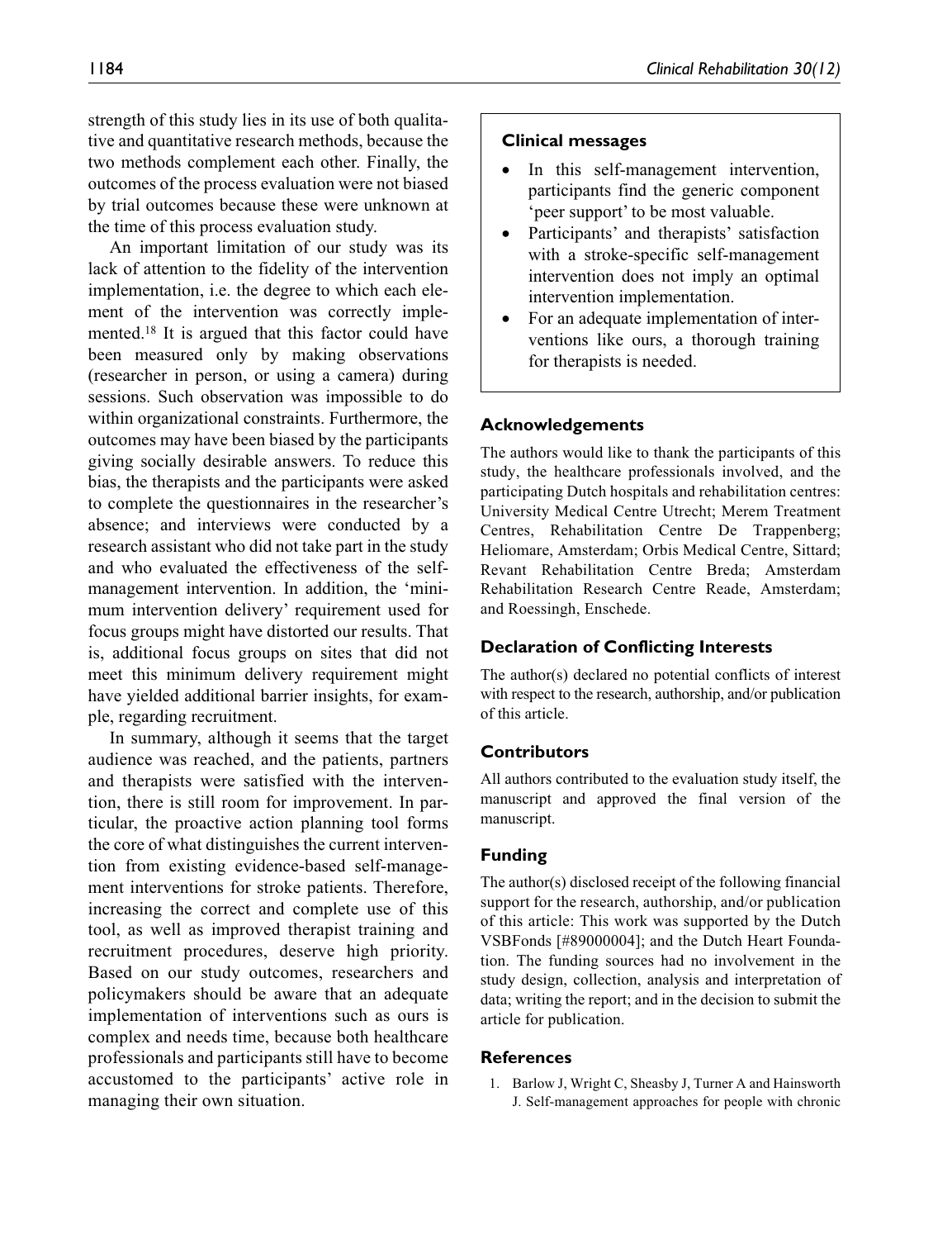strength of this study lies in its use of both qualitative and quantitative research methods, because the two methods complement each other. Finally, the outcomes of the process evaluation were not biased by trial outcomes because these were unknown at the time of this process evaluation study.

An important limitation of our study was its lack of attention to the fidelity of the intervention implementation, i.e. the degree to which each element of the intervention was correctly implemented.[18] It is argued that this factor could have been measured only by making observations (researcher in person, or using a camera) during sessions. Such observation was impossible to do within organizational constraints. Furthermore, the outcomes may have been biased by the participants giving socially desirable answers. To reduce this bias, the therapists and the participants were asked to complete the questionnaires in the researcher's absence; and interviews were conducted by a research assistant who did not take part in the study and who evaluated the effectiveness of the self-management intervention. In addition, the 'minimum intervention delivery' requirement used for focus groups might have distorted our results. That is, additional focus groups on sites that did not meet this minimum delivery requirement might have yielded additional barrier insights, for example, regarding recruitment.

In summary, although it seems that the target audience was reached, and the patients, partners and therapists were satisfied with the intervention, there is still room for improvement. In particular, the proactive action planning tool forms the core of what distinguishes the current intervention from existing evidence-based self-management interventions for stroke patients. Therefore, increasing the correct and complete use of this tool, as well as improved therapist training and recruitment procedures, deserve high priority. Based on our study outcomes, researchers and policymakers should be aware that an adequate implementation of interventions such as ours is complex and needs time, because both healthcare professionals and participants still have to become accustomed to the participants' active role in managing their own situation.

### Clinical messages

- In this self-management intervention, participants find the generic component 'peer support' to be most valuable.
- Participants' and therapists' satisfaction with a stroke-specific self-management intervention does not imply an optimal intervention implementation.
- For an adequate implementation of interventions like ours, a thorough training for therapists is needed.

## Acknowledgements

The authors would like to thank the participants of this study, the healthcare professionals involved, and the participating Dutch hospitals and rehabilitation centres: University Medical Centre Utrecht; Merem Treatment Centres, Rehabilitation Centre De Trappenberg; Heliomare, Amsterdam; Orbis Medical Centre, Sittard; Revant Rehabilitation Centre Breda; Amsterdam Rehabilitation Research Centre Reade, Amsterdam; and Roessingh, Enschede.

## Declaration of Conflicting Interests

The author(s) declared no potential conflicts of interest with respect to the research, authorship, and/or publication of this article.

## Contributors

All authors contributed to the evaluation study itself, the manuscript and approved the final version of the manuscript.

## Funding

The author(s) disclosed receipt of the following financial support for the research, authorship, and/or publication of this article: This work was supported by the Dutch VSBFonds [#89000004]; and the Dutch Heart Foundation. The funding sources had no involvement in the study design, collection, analysis and interpretation of data; writing the report; and in the decision to submit the article for publication.

## References

1. Barlow J, Wright C, Sheasby J, Turner A and Hainsworth J. Self-management approaches for people with chronic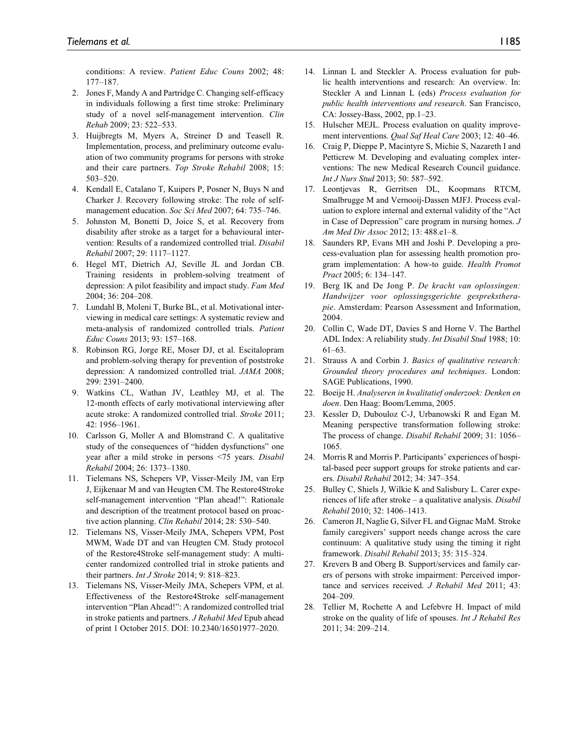conditions: A review. *Patient Educ Couns* 2002; 48: 177–187.

2. Jones F, Mandy A and Partridge C. Changing self-efficacy in individuals following a first time stroke: Preliminary study of a novel self-management intervention. *Clin Rehab* 2009; 23: 522–533.
3. Huijbregts M, Myers A, Streiner D and Teasell R. Implementation, process, and preliminary outcome evaluation of two community programs for persons with stroke and their care partners. *Top Stroke Rehabil* 2008; 15: 503–520.
4. Kendall E, Catalano T, Kuipers P, Posner N, Buys N and Charker J. Recovery following stroke: The role of self-management education. *Soc Sci Med* 2007; 64: 735–746.
5. Johnston M, Bonetti D, Joice S, et al. Recovery from disability after stroke as a target for a behavioural intervention: Results of a randomized controlled trial. *Disabil Rehabil* 2007; 29: 1117–1127.
6. Hegel MT, Dietrich AJ, Seville JL and Jordan CB. Training residents in problem-solving treatment of depression: A pilot feasibility and impact study. *Fam Med* 2004; 36: 204–208.
7. Lundahl B, Moleni T, Burke BL, et al. Motivational interviewing in medical care settings: A systematic review and meta-analysis of randomized controlled trials. *Patient Educ Couns* 2013; 93: 157–168.
8. Robinson RG, Jorge RE, Moser DJ, et al. Escitalopram and problem-solving therapy for prevention of poststroke depression: A randomized controlled trial. *JAMA* 2008; 299: 2391–2400.
9. Watkins CL, Wathan JV, Leathley MJ, et al. The 12-month effects of early motivational interviewing after acute stroke: A randomized controlled trial. *Stroke* 2011; 42: 1956–1961.
10. Carlsson G, Moller A and Blomstrand C. A qualitative study of the consequences of "hidden dysfunctions" one year after a mild stroke in persons <75 years. *Disabil Rehabil* 2004; 26: 1373–1380.
11. Tielemans NS, Schepers VP, Visser-Meily JM, van Erp J, Eijkenaar M and van Heugten CM. The Restore4Stroke self-management intervention "Plan ahead!": Rationale and description of the treatment protocol based on proactive action planning. *Clin Rehabil* 2014; 28: 530–540.
12. Tielemans NS, Visser-Meily JMA, Schepers VPM, Post MWM, Wade DT and van Heugten CM. Study protocol of the Restore4Stroke self-management study: A multicenter randomized controlled trial in stroke patients and their partners. *Int J Stroke* 2014; 9: 818–823.
13. Tielemans NS, Visser-Meily JMA, Schepers VPM, et al. Effectiveness of the Restore4Stroke self-management intervention "Plan Ahead!": A randomized controlled trial in stroke patients and partners. *J Rehabil Med* Epub ahead of print 1 October 2015. DOI: 10.2340/16501977–2020.
14. Linnan L and Steckler A. Process evaluation for public health interventions and research: An overview. In: Steckler A and Linnan L (eds) *Process evaluation for public health interventions and research*. San Francisco, CA: Jossey-Bass, 2002, pp.1–23.
15. Hulscher MEJL. Process evaluation on quality improvement interventions. *Qual Saf Heal Care* 2003; 12: 40–46.
16. Craig P, Dieppe P, Macintyre S, Michie S, Nazareth I and Petticrew M. Developing and evaluating complex interventions: The new Medical Research Council guidance. *Int J Nurs Stud* 2013; 50: 587–592.
17. Leontjevas R, Gerritsen DL, Koopmans RTCM, Smalbrugge M and Vernooij-Dassen MJFJ. Process evaluation to explore internal and external validity of the "Act in Case of Depression" care program in nursing homes. *J Am Med Dir Assoc* 2012; 13: 488.e1–8.
18. Saunders RP, Evans MH and Joshi P. Developing a process-evaluation plan for assessing health promotion program implementation: A how-to guide. *Health Promot Pract* 2005; 6: 134–147.
19. Berg IK and De Jong P. *De kracht van oplossingen: Handwijzer voor oplossingsgerichte gesprekstherapie*. Amsterdam: Pearson Assessment and Information, 2004.
20. Collin C, Wade DT, Davies S and Horne V. The Barthel ADL Index: A reliability study. *Int Disabil Stud* 1988; 10: 61–63.
21. Strauss A and Corbin J. *Basics of qualitative research: Grounded theory procedures and techniques*. London: SAGE Publications, 1990.
22. Boeije H. *Analyseren in kwalitatief onderzoek: Denken en doen*. Den Haag: Boom/Lemma, 2005.
23. Kessler D, Dubouloz C-J, Urbanowski R and Egan M. Meaning perspective transformation following stroke: The process of change. *Disabil Rehabil* 2009; 31: 1056–1065.
24. Morris R and Morris P. Participants' experiences of hospital-based peer support groups for stroke patients and carers. *Disabil Rehabil* 2012; 34: 347–354.
25. Bulley C, Shiels J, Wilkie K and Salisbury L. Carer experiences of life after stroke – a qualitative analysis. *Disabil Rehabil* 2010; 32: 1406–1413.
26. Cameron JI, Naglie G, Silver FL and Gignac MaM. Stroke family caregivers' support needs change across the care continuum: A qualitative study using the timing it right framework. *Disabil Rehabil* 2013; 35: 315–324.
27. Krevers B and Oberg B. Support/services and family carers of persons with stroke impairment: Perceived importance and services received. *J Rehabil Med* 2011; 43: 204–209.
28. Tellier M, Rochette A and Lefebvre H. Impact of mild stroke on the quality of life of spouses. *Int J Rehabil Res* 2011; 34: 209–214.